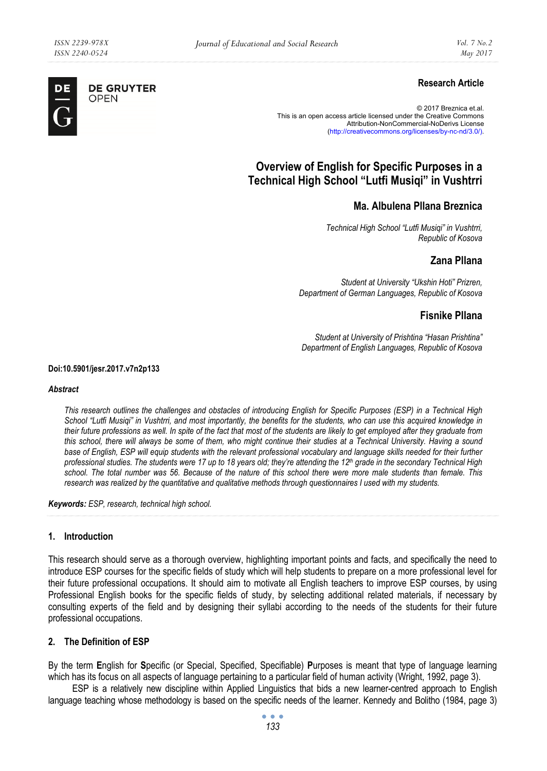Research Article

© 2017 Breznica et.al.
This is an open access article licensed under the Creative Commons Attribution-NonCommercial-NoDerivs License (http://creativecommons.org/licenses/by-nc-nd/3.0/).

# Overview of English for Specific Purposes in a Technical High School "Lutfi Musiqi" in Vushtrri

## Ma. Albulena Pllana Breznica

*Technical High School "Lutfi Musiqi" in Vushtrri, Republic of Kosova*

## Zana Pllana

*Student at University "Ukshin Hoti" Prizren, Department of German Languages, Republic of Kosova*

## Fisnike Pllana

*Student at University of Prishtina "Hasan Prishtina" Department of English Languages, Republic of Kosova*

**Doi:10.5901/jesr.2017.v7n2p133**

***Abstract***

*This research outlines the challenges and obstacles of introducing English for Specific Purposes (ESP) in a Technical High School "Lutfi Musiqi" in Vushtrri, and most importantly, the benefits for the students, who can use this acquired knowledge in their future professions as well. In spite of the fact that most of the students are likely to get employed after they graduate from this school, there will always be some of them, who might continue their studies at a Technical University. Having a sound base of English, ESP will equip students with the relevant professional vocabulary and language skills needed for their further professional studies. The students were 17 up to 18 years old; they're attending the 12th grade in the secondary Technical High school. The total number was 56. Because of the nature of this school there were more male students than female. This research was realized by the quantitative and qualitative methods through questionnaires I used with my students.*

***Keywords:*** *ESP, research, technical high school.*

## 1. Introduction

This research should serve as a thorough overview, highlighting important points and facts, and specifically the need to introduce ESP courses for the specific fields of study which will help students to prepare on a more professional level for their future professional occupations. It should aim to motivate all English teachers to improve ESP courses, by using Professional English books for the specific fields of study, by selecting additional related materials, if necessary by consulting experts of the field and by designing their syllabi according to the needs of the students for their future professional occupations.

## 2. The Definition of ESP

By the term **E**nglish for **S**pecific (or Special, Specified, Specifiable) **P**urposes is meant that type of language learning which has its focus on all aspects of language pertaining to a particular field of human activity (Wright, 1992, page 3).

ESP is a relatively new discipline within Applied Linguistics that bids a new learner-centred approach to English language teaching whose methodology is based on the specific needs of the learner. Kennedy and Bolitho (1984, page 3)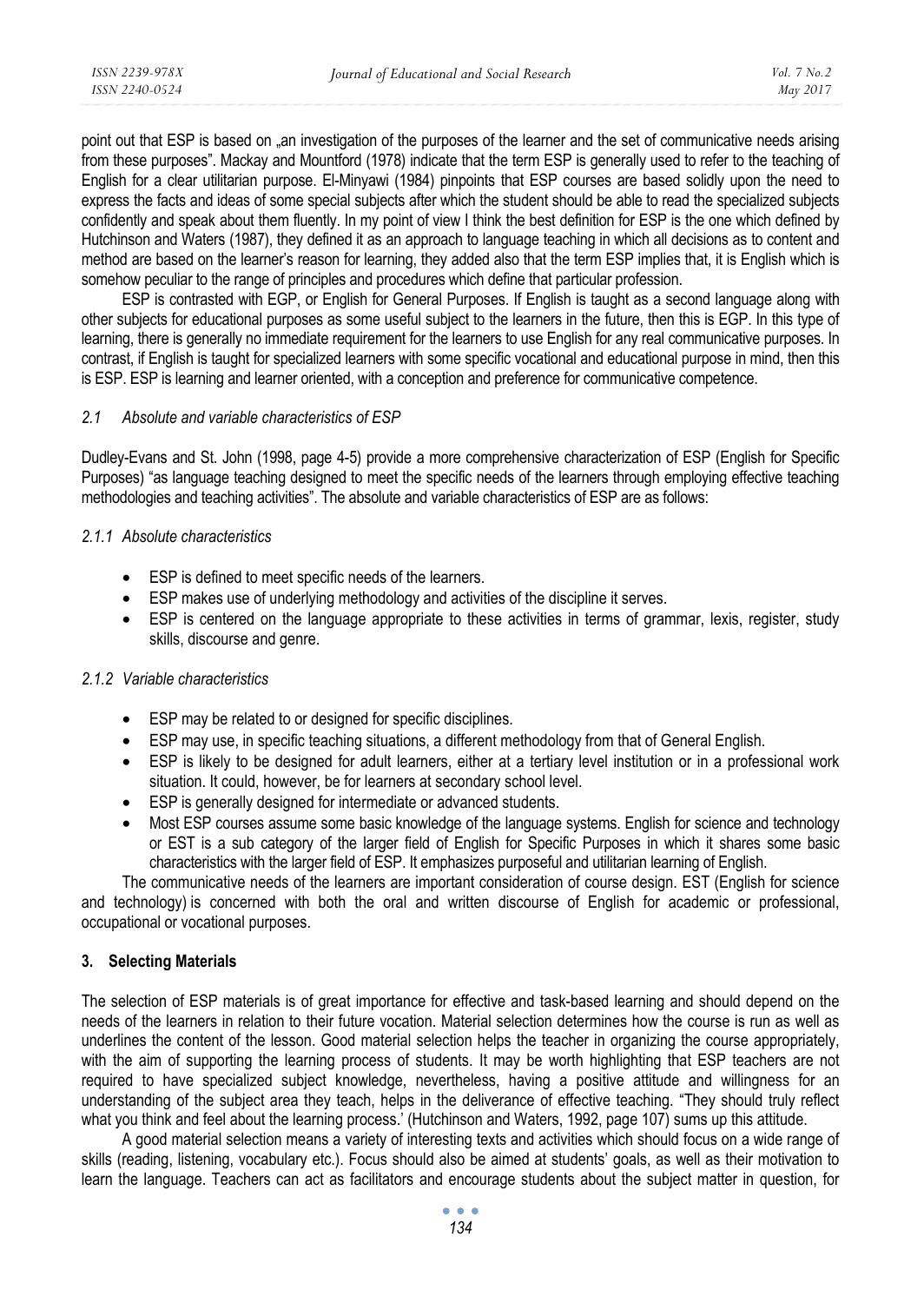point out that ESP is based on „an investigation of the purposes of the learner and the set of communicative needs arising from these purposes". Mackay and Mountford (1978) indicate that the term ESP is generally used to refer to the teaching of English for a clear utilitarian purpose. El-Minyawi (1984) pinpoints that ESP courses are based solidly upon the need to express the facts and ideas of some special subjects after which the student should be able to read the specialized subjects confidently and speak about them fluently. In my point of view I think the best definition for ESP is the one which defined by Hutchinson and Waters (1987), they defined it as an approach to language teaching in which all decisions as to content and method are based on the learner's reason for learning, they added also that the term ESP implies that, it is English which is somehow peculiar to the range of principles and procedures which define that particular profession.

ESP is contrasted with EGP, or English for General Purposes. If English is taught as a second language along with other subjects for educational purposes as some useful subject to the learners in the future, then this is EGP. In this type of learning, there is generally no immediate requirement for the learners to use English for any real communicative purposes. In contrast, if English is taught for specialized learners with some specific vocational and educational purpose in mind, then this is ESP. ESP is learning and learner oriented, with a conception and preference for communicative competence.

### 2.1 Absolute and variable characteristics of ESP

Dudley-Evans and St. John (1998, page 4-5) provide a more comprehensive characterization of ESP (English for Specific Purposes) "as language teaching designed to meet the specific needs of the learners through employing effective teaching methodologies and teaching activities". The absolute and variable characteristics of ESP are as follows:

#### 2.1.1 Absolute characteristics

- ESP is defined to meet specific needs of the learners.
- ESP makes use of underlying methodology and activities of the discipline it serves.
- ESP is centered on the language appropriate to these activities in terms of grammar, lexis, register, study skills, discourse and genre.

#### 2.1.2 Variable characteristics

- ESP may be related to or designed for specific disciplines.
- ESP may use, in specific teaching situations, a different methodology from that of General English.
- ESP is likely to be designed for adult learners, either at a tertiary level institution or in a professional work situation. It could, however, be for learners at secondary school level.
- ESP is generally designed for intermediate or advanced students.
- Most ESP courses assume some basic knowledge of the language systems. English for science and technology or EST is a sub category of the larger field of English for Specific Purposes in which it shares some basic characteristics with the larger field of ESP. It emphasizes purposeful and utilitarian learning of English.

The communicative needs of the learners are important consideration of course design. EST (English for science and technology) is concerned with both the oral and written discourse of English for academic or professional, occupational or vocational purposes.

## 3. Selecting Materials

The selection of ESP materials is of great importance for effective and task-based learning and should depend on the needs of the learners in relation to their future vocation. Material selection determines how the course is run as well as underlines the content of the lesson. Good material selection helps the teacher in organizing the course appropriately, with the aim of supporting the learning process of students. It may be worth highlighting that ESP teachers are not required to have specialized subject knowledge, nevertheless, having a positive attitude and willingness for an understanding of the subject area they teach, helps in the deliverance of effective teaching. "They should truly reflect what you think and feel about the learning process.' (Hutchinson and Waters, 1992, page 107) sums up this attitude.

A good material selection means a variety of interesting texts and activities which should focus on a wide range of skills (reading, listening, vocabulary etc.). Focus should also be aimed at students' goals, as well as their motivation to learn the language. Teachers can act as facilitators and encourage students about the subject matter in question, for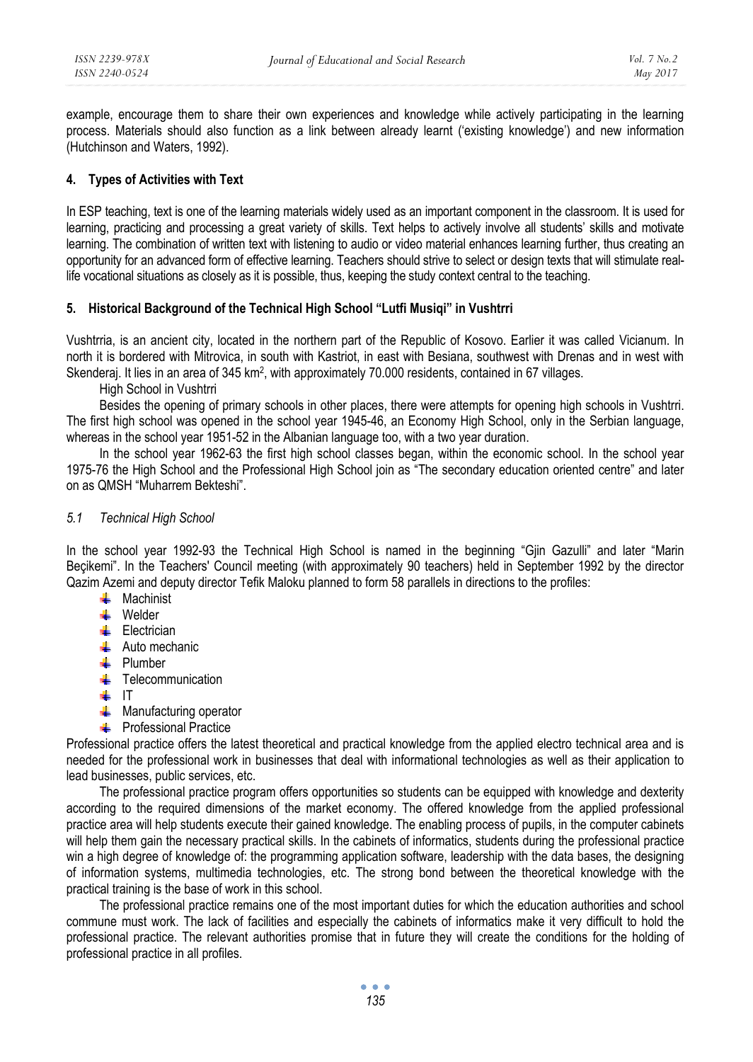example, encourage them to share their own experiences and knowledge while actively participating in the learning process. Materials should also function as a link between already learnt ('existing knowledge') and new information (Hutchinson and Waters, 1992).

## 4. Types of Activities with Text

In ESP teaching, text is one of the learning materials widely used as an important component in the classroom. It is used for learning, practicing and processing a great variety of skills. Text helps to actively involve all students' skills and motivate learning. The combination of written text with listening to audio or video material enhances learning further, thus creating an opportunity for an advanced form of effective learning. Teachers should strive to select or design texts that will stimulate real-life vocational situations as closely as it is possible, thus, keeping the study context central to the teaching.

## 5. Historical Background of the Technical High School "Lutfi Musiqi" in Vushtrri

Vushtrria, is an ancient city, located in the northern part of the Republic of Kosovo. Earlier it was called Vicianum. In north it is bordered with Mitrovica, in south with Kastriot, in east with Besiana, southwest with Drenas and in west with Skenderaj. It lies in an area of 345 km$^2$, with approximately 70.000 residents, contained in 67 villages.

High School in Vushtrri

Besides the opening of primary schools in other places, there were attempts for opening high schools in Vushtrri. The first high school was opened in the school year 1945-46, an Economy High School, only in the Serbian language, whereas in the school year 1951-52 in the Albanian language too, with a two year duration.

In the school year 1962-63 the first high school classes began, within the economic school. In the school year 1975-76 the High School and the Professional High School join as "The secondary education oriented centre" and later on as QMSH "Muharrem Bekteshi".

### *5.1 Technical High School*

In the school year 1992-93 the Technical High School is named in the beginning "Gjin Gazulli" and later "Marin Beçikemi". In the Teachers' Council meeting (with approximately 90 teachers) held in September 1992 by the director Qazim Azemi and deputy director Tefik Maloku planned to form 58 parallels in directions to the profiles:

- Machinist
- Welder
- Electrician
- Auto mechanic
- Plumber
- Telecommunication
- IT
- Manufacturing operator
- Professional Practice

Professional practice offers the latest theoretical and practical knowledge from the applied electro technical area and is needed for the professional work in businesses that deal with informational technologies as well as their application to lead businesses, public services, etc.

The professional practice program offers opportunities so students can be equipped with knowledge and dexterity according to the required dimensions of the market economy. The offered knowledge from the applied professional practice area will help students execute their gained knowledge. The enabling process of pupils, in the computer cabinets will help them gain the necessary practical skills. In the cabinets of informatics, students during the professional practice win a high degree of knowledge of: the programming application software, leadership with the data bases, the designing of information systems, multimedia technologies, etc. The strong bond between the theoretical knowledge with the practical training is the base of work in this school.

The professional practice remains one of the most important duties for which the education authorities and school commune must work. The lack of facilities and especially the cabinets of informatics make it very difficult to hold the professional practice. The relevant authorities promise that in future they will create the conditions for the holding of professional practice in all profiles.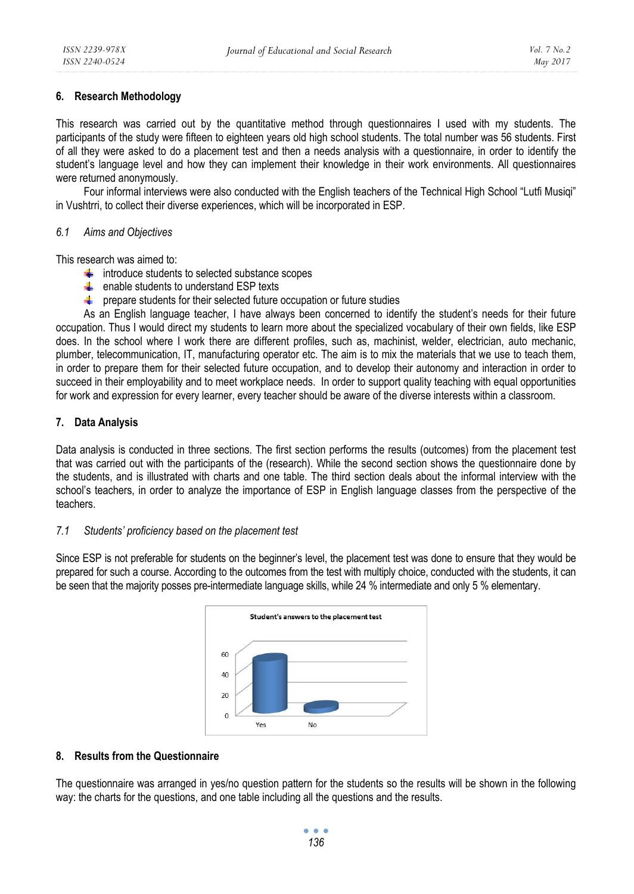## 6. Research Methodology

This research was carried out by the quantitative method through questionnaires I used with my students. The participants of the study were fifteen to eighteen years old high school students. The total number was 56 students. First of all they were asked to do a placement test and then a needs analysis with a questionnaire, in order to identify the student's language level and how they can implement their knowledge in their work environments. All questionnaires were returned anonymously.

Four informal interviews were also conducted with the English teachers of the Technical High School "Lutfi Musiqi" in Vushtrri, to collect their diverse experiences, which will be incorporated in ESP.

### *6.1 Aims and Objectives*

This research was aimed to:

- introduce students to selected substance scopes
- enable students to understand ESP texts
- prepare students for their selected future occupation or future studies

As an English language teacher, I have always been concerned to identify the student's needs for their future occupation. Thus I would direct my students to learn more about the specialized vocabulary of their own fields, like ESP does. In the school where I work there are different profiles, such as, machinist, welder, electrician, auto mechanic, plumber, telecommunication, IT, manufacturing operator etc. The aim is to mix the materials that we use to teach them, in order to prepare them for their selected future occupation, and to develop their autonomy and interaction in order to succeed in their employability and to meet workplace needs. In order to support quality teaching with equal opportunities for work and expression for every learner, every teacher should be aware of the diverse interests within a classroom.

## 7. Data Analysis

Data analysis is conducted in three sections. The first section performs the results (outcomes) from the placement test that was carried out with the participants of the (research). While the second section shows the questionnaire done by the students, and is illustrated with charts and one table. The third section deals about the informal interview with the school's teachers, in order to analyze the importance of ESP in English language classes from the perspective of the teachers.

### *7.1 Students' proficiency based on the placement test*

Since ESP is not preferable for students on the beginner's level, the placement test was done to ensure that they would be prepared for such a course. According to the outcomes from the test with multiply choice, conducted with the students, it can be seen that the majority posses pre-intermediate language skills, while 24 % intermediate and only 5 % elementary.

Student's answers to the placement test

## 8. Results from the Questionnaire

The questionnaire was arranged in yes/no question pattern for the students so the results will be shown in the following way: the charts for the questions, and one table including all the questions and the results.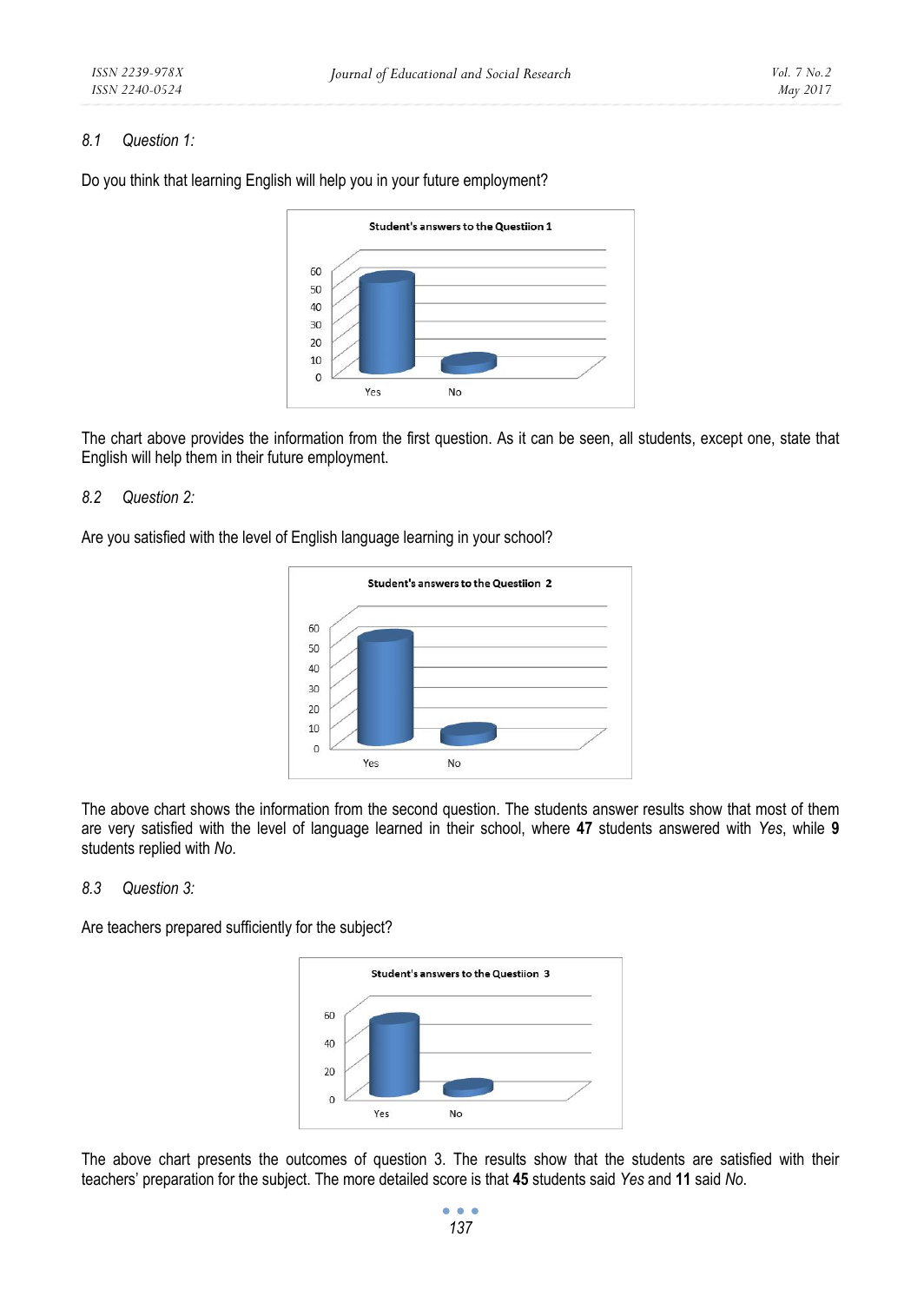*8.1 Question 1:*

Do you think that learning English will help you in your future employment?

The chart above provides the information from the first question. As it can be seen, all students, except one, state that English will help them in their future employment.

*8.2 Question 2:*

Are you satisfied with the level of English language learning in your school?

The above chart shows the information from the second question. The students answer results show that most of them are very satisfied with the level of language learned in their school, where **47** students answered with *Yes*, while **9** students replied with *No*.

*8.3 Question 3:*

Are teachers prepared sufficiently for the subject?

The above chart presents the outcomes of question 3. The results show that the students are satisfied with their teachers' preparation for the subject. The more detailed score is that **45** students said *Yes* and **11** said *No*.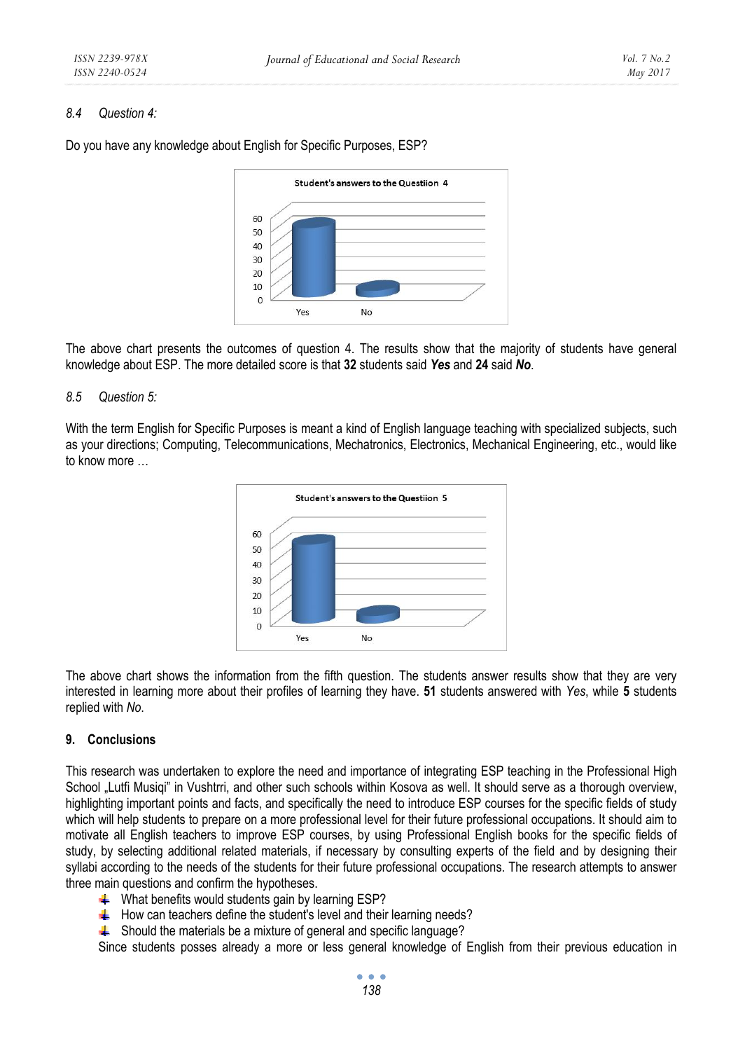### 8.4 Question 4:

Do you have any knowledge about English for Specific Purposes, ESP?

The above chart presents the outcomes of question 4. The results show that the majority of students have general knowledge about ESP. The more detailed score is that **32** students said ***Yes*** and **24** said ***No***.

### 8.5 Question 5:

With the term English for Specific Purposes is meant a kind of English language teaching with specialized subjects, such as your directions; Computing, Telecommunications, Mechatronics, Electronics, Mechanical Engineering, etc., would like to know more …

The above chart shows the information from the fifth question. The students answer results show that they are very interested in learning more about their profiles of learning they have. **51** students answered with *Yes*, while **5** students replied with *No*.

## 9. Conclusions

This research was undertaken to explore the need and importance of integrating ESP teaching in the Professional High School „Lutfi Musiqi" in Vushtrri, and other such schools within Kosova as well. It should serve as a thorough overview, highlighting important points and facts, and specifically the need to introduce ESP courses for the specific fields of study which will help students to prepare on a more professional level for their future professional occupations. It should aim to motivate all English teachers to improve ESP courses, by using Professional English books for the specific fields of study, by selecting additional related materials, if necessary by consulting experts of the field and by designing their syllabi according to the needs of the students for their future professional occupations. The research attempts to answer three main questions and confirm the hypotheses.

- What benefits would students gain by learning ESP?
- How can teachers define the student's level and their learning needs?
- Should the materials be a mixture of general and specific language?

Since students posses already a more or less general knowledge of English from their previous education in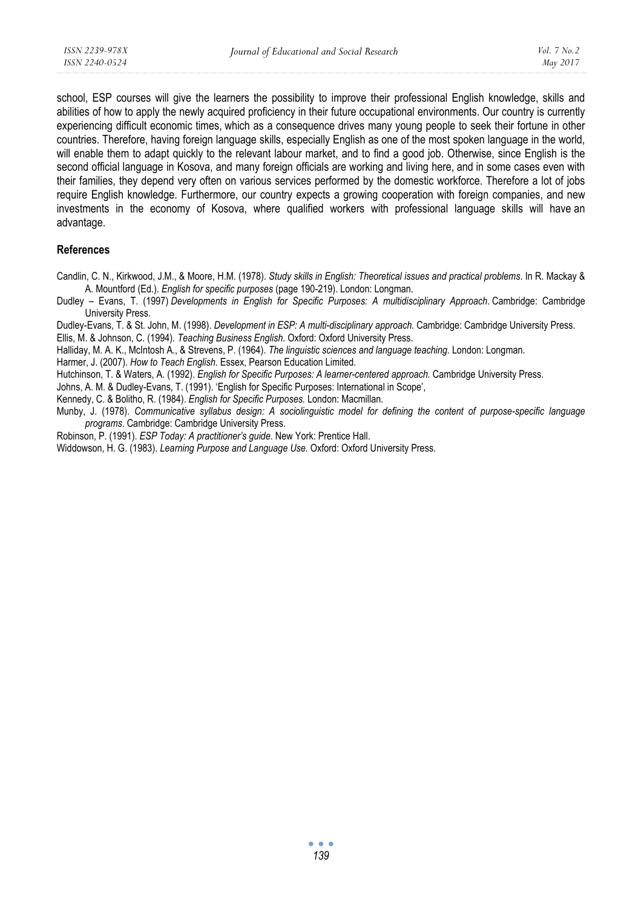school, ESP courses will give the learners the possibility to improve their professional English knowledge, skills and abilities of how to apply the newly acquired proficiency in their future occupational environments. Our country is currently experiencing difficult economic times, which as a consequence drives many young people to seek their fortune in other countries. Therefore, having foreign language skills, especially English as one of the most spoken language in the world, will enable them to adapt quickly to the relevant labour market, and to find a good job. Otherwise, since English is the second official language in Kosova, and many foreign officials are working and living here, and in some cases even with their families, they depend very often on various services performed by the domestic workforce. Therefore a lot of jobs require English knowledge. Furthermore, our country expects a growing cooperation with foreign companies, and new investments in the economy of Kosova, where qualified workers with professional language skills will have an advantage.

## References

Candlin, C. N., Kirkwood, J.M., & Moore, H.M. (1978). *Study skills in English: Theoretical issues and practical problems*. In R. Mackay & A. Mountford (Ed.). *English for specific purposes* (page 190-219). London: Longman.

Dudley – Evans, T. (1997) *Developments in English for Specific Purposes: A multidisciplinary Approach*. Cambridge: Cambridge University Press.

Dudley-Evans, T. & St. John, M. (1998). *Development in ESP: A multi-disciplinary approach.* Cambridge: Cambridge University Press.

Ellis, M. & Johnson, C. (1994). *Teaching Business English.* Oxford: Oxford University Press.

Halliday, M. A. K., McIntosh A., & Strevens, P. (1964). *The linguistic sciences and language teaching.* London: Longman.

Harmer, J. (2007). *How to Teach English*. Essex, Pearson Education Limited.

Hutchinson, T. & Waters, A. (1992). *English for Specific Purposes: A learner-centered approach.* Cambridge University Press.

Johns, A. M. & Dudley-Evans, T. (1991). 'English for Specific Purposes: International in Scope',

Kennedy, C. & Bolitho, R. (1984). *English for Specific Purposes.* London: Macmillan.

Munby, J. (1978). *Communicative syllabus design: A sociolinguistic model for defining the content of purpose-specific language programs*. Cambridge: Cambridge University Press.

Robinson, P. (1991). *ESP Today: A practitioner's guide*. New York: Prentice Hall.

Widdowson, H. G. (1983). *Learning Purpose and Language Use.* Oxford: Oxford University Press.